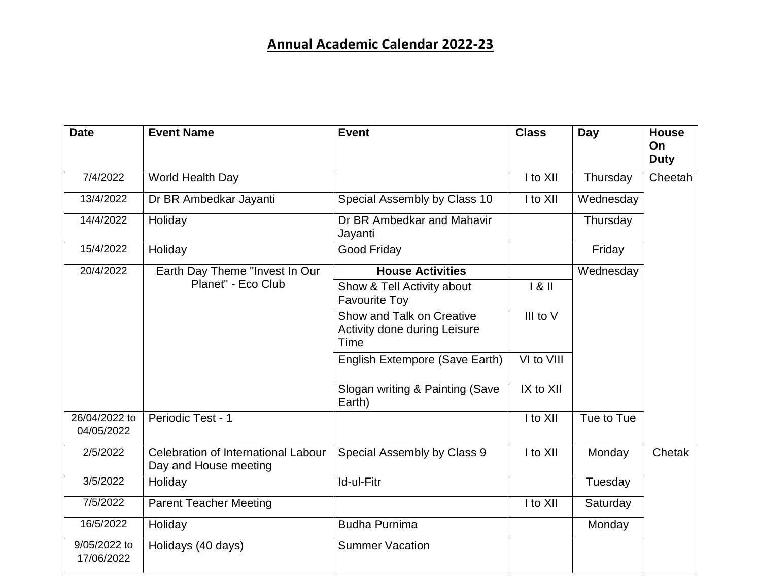# Annual Academic Calendar 2022-23

| Date | Event Name | Event | Class | Day | House On Duty |
|---|---|---|---|---|---|
| 7/4/2022 | World Health Day | | I to XII | Thursday | Cheetah |
| 13/4/2022 | Dr BR Ambedkar Jayanti | Special Assembly by Class 10 | I to XII | Wednesday | |
| 14/4/2022 | Holiday | Dr BR Ambedkar and Mahavir Jayanti | | Thursday | |
| 15/4/2022 | Holiday | Good Friday | | Friday | |
| 20/4/2022 | Earth Day Theme "Invest In Our Planet" - Eco Club | **House Activities** | | Wednesday | |
| | | Show & Tell Activity about Favourite Toy | I & II | | |
| | | Show and Talk on Creative Activity done during Leisure Time | III to V | | |
| | | English Extempore (Save Earth) | VI to VIII | | |
| | | Slogan writing & Painting (Save Earth) | IX to XII | | |
| 26/04/2022 to 04/05/2022 | Periodic Test - 1 | | I to XII | Tue to Tue | |
| 2/5/2022 | Celebration of International Labour Day and House meeting | Special Assembly by Class 9 | I to XII | Monday | Chetak |
| 3/5/2022 | Holiday | Id-ul-Fitr | | Tuesday | |
| 7/5/2022 | Parent Teacher Meeting | | I to XII | Saturday | |
| 16/5/2022 | Holiday | Budha Purnima | | Monday | |
| 9/05/2022 to 17/06/2022 | Holidays (40 days) | Summer Vacation | | | |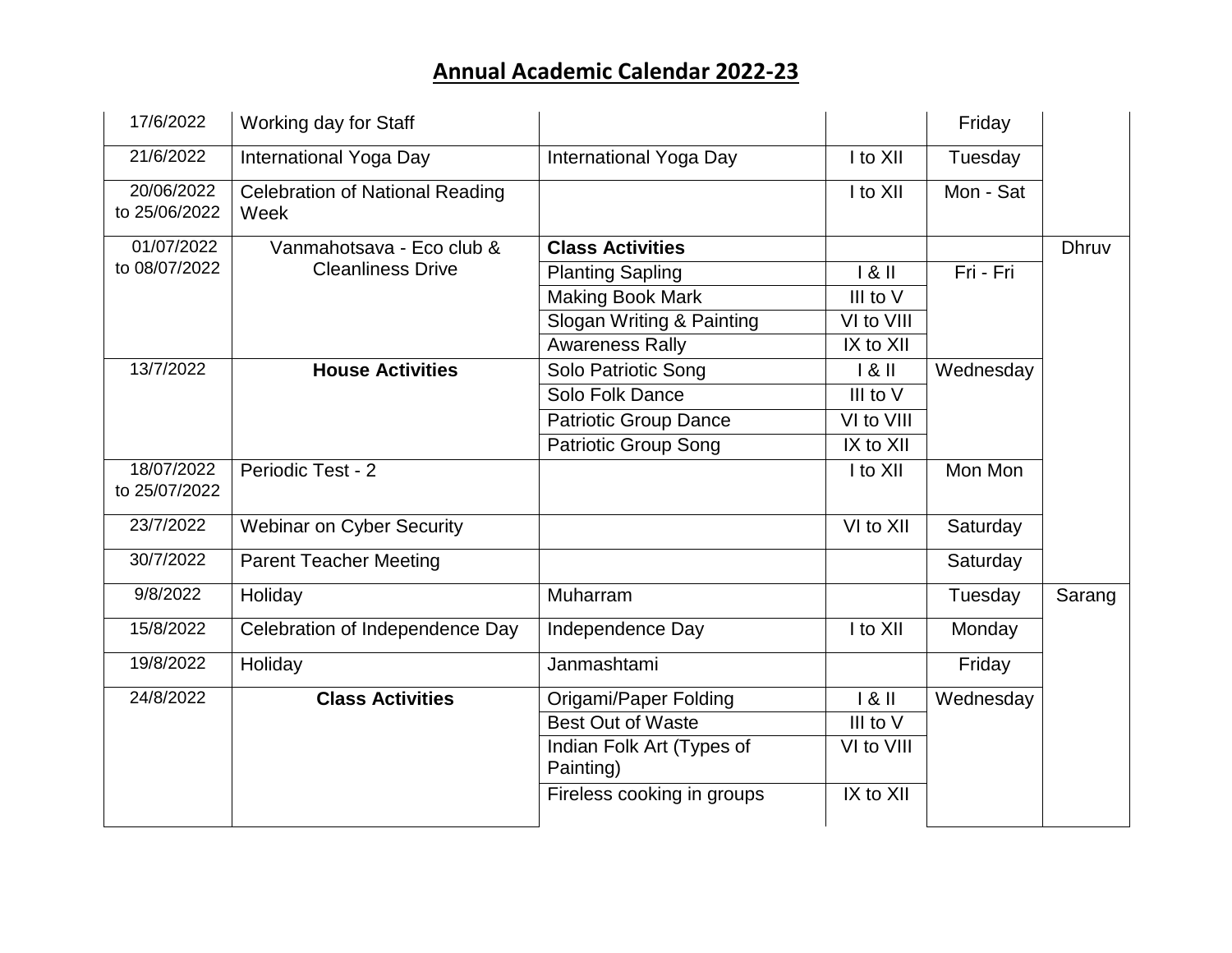# Annual Academic Calendar 2022-23

| Date | Event | Activity | Classes | Day | |
|---|---|---|---|---|---|
| 17/6/2022 | Working day for Staff | | | Friday | |
| 21/6/2022 | International Yoga Day | International Yoga Day | I to XII | Tuesday | |
| 20/06/2022 to 25/06/2022 | Celebration of National Reading Week | | I to XII | Mon - Sat | |
| 01/07/2022 to 08/07/2022 | Vanmahotsava - Eco club & Cleanliness Drive | **Class Activities** | | | Dhruv |
| | | Planting Sapling | I & II | Fri - Fri | |
| | | Making Book Mark | III to V | | |
| | | Slogan Writing & Painting | VI to VIII | | |
| | | Awareness Rally | IX to XII | | |
| 13/7/2022 | **House Activities** | Solo Patriotic Song | I & II | Wednesday | |
| | | Solo Folk Dance | III to V | | |
| | | Patriotic Group Dance | VI to VIII | | |
| | | Patriotic Group Song | IX to XII | | |
| 18/07/2022 to 25/07/2022 | Periodic Test - 2 | | I to XII | Mon Mon | |
| 23/7/2022 | Webinar on Cyber Security | | VI to XII | Saturday | |
| 30/7/2022 | Parent Teacher Meeting | | | Saturday | |
| 9/8/2022 | Holiday | Muharram | | Tuesday | Sarang |
| 15/8/2022 | Celebration of Independence Day | Independence Day | I to XII | Monday | |
| 19/8/2022 | Holiday | Janmashtami | | Friday | |
| 24/8/2022 | **Class Activities** | Origami/Paper Folding | I & II | Wednesday | |
| | | Best Out of Waste | III to V | | |
| | | Indian Folk Art (Types of Painting) | VI to VIII | | |
| | | Fireless cooking in groups | IX to XII | | |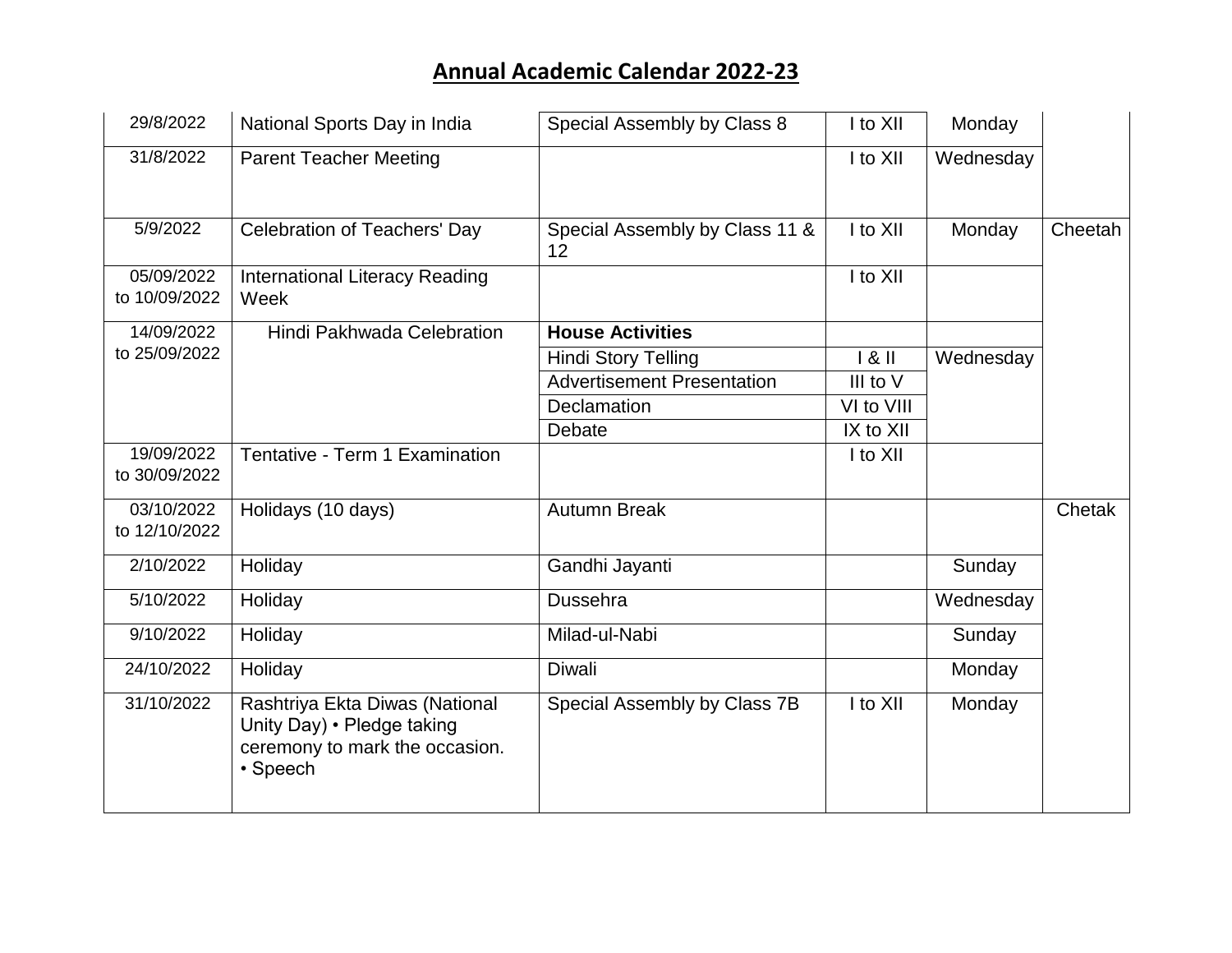## Annual Academic Calendar 2022-23

| | | | | | |
|---|---|---|---|---|---|
| 29/8/2022 | National Sports Day in India | Special Assembly by Class 8 | I to XII | Monday | |
| 31/8/2022 | Parent Teacher Meeting | | I to XII | Wednesday | |
| 5/9/2022 | Celebration of Teachers' Day | Special Assembly by Class 11 & 12 | I to XII | Monday | Cheetah |
| 05/09/2022 to 10/09/2022 | International Literacy Reading Week | | I to XII | | |
| 14/09/2022 to 25/09/2022 | Hindi Pakhwada Celebration | **House Activities** | | | |
| | | Hindi Story Telling | I & II | Wednesday | |
| | | Advertisement Presentation | III to V | | |
| | | Declamation | VI to VIII | | |
| | | Debate | IX to XII | | |
| 19/09/2022 to 30/09/2022 | Tentative - Term 1 Examination | | I to XII | | |
| 03/10/2022 to 12/10/2022 | Holidays (10 days) | Autumn Break | | | Chetak |
| 2/10/2022 | Holiday | Gandhi Jayanti | | Sunday | |
| 5/10/2022 | Holiday | Dussehra | | Wednesday | |
| 9/10/2022 | Holiday | Milad-ul-Nabi | | Sunday | |
| 24/10/2022 | Holiday | Diwali | | Monday | |
| 31/10/2022 | Rashtriya Ekta Diwas (National Unity Day) • Pledge taking ceremony to mark the occasion. • Speech | Special Assembly by Class 7B | I to XII | Monday | |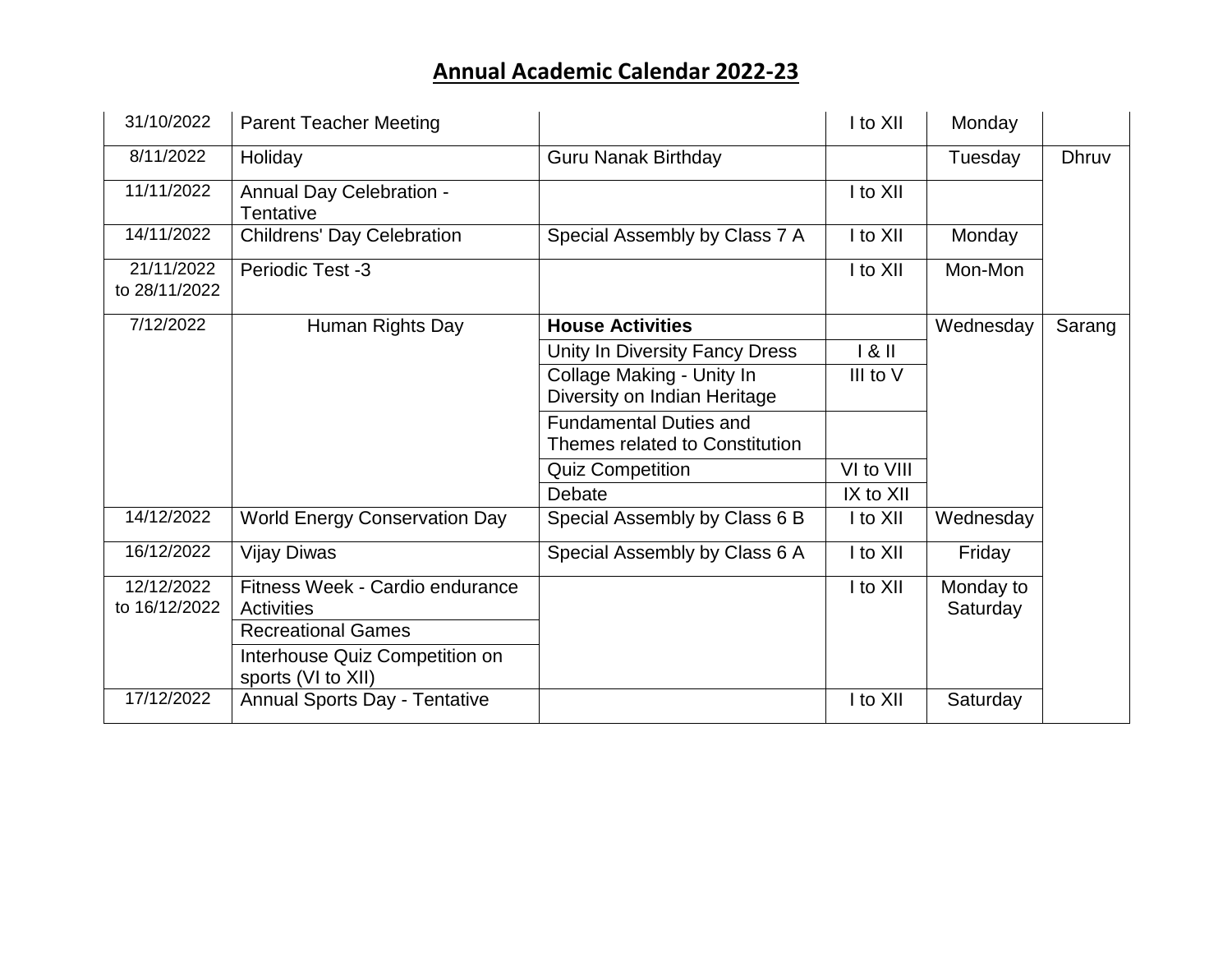## Annual Academic Calendar 2022-23

| | | | | | |
|---|---|---|---|---|---|
| 31/10/2022 | Parent Teacher Meeting | | I to XII | Monday | |
| 8/11/2022 | Holiday | Guru Nanak Birthday | | Tuesday | Dhruv |
| 11/11/2022 | Annual Day Celebration - Tentative | | I to XII | | |
| 14/11/2022 | Childrens' Day Celebration | Special Assembly by Class 7 A | I to XII | Monday | |
| 21/11/2022 to 28/11/2022 | Periodic Test -3 | | I to XII | Mon-Mon | |
| 7/12/2022 | Human Rights Day | **House Activities** | | Wednesday | Sarang |
| | | Unity In Diversity Fancy Dress | I & II | | |
| | | Collage Making - Unity In Diversity on Indian Heritage | III to V | | |
| | | Fundamental Duties and Themes related to Constitution | | | |
| | | Quiz Competition | VI to VIII | | |
| | | Debate | IX to XII | | |
| 14/12/2022 | World Energy Conservation Day | Special Assembly by Class 6 B | I to XII | Wednesday | |
| 16/12/2022 | Vijay Diwas | Special Assembly by Class 6 A | I to XII | Friday | |
| 12/12/2022 to 16/12/2022 | Fitness Week - Cardio endurance Activities | | I to XII | Monday to Saturday | |
| | Recreational Games | | | | |
| | Interhouse Quiz Competition on sports (VI to XII) | | | | |
| 17/12/2022 | Annual Sports Day - Tentative | | I to XII | Saturday | |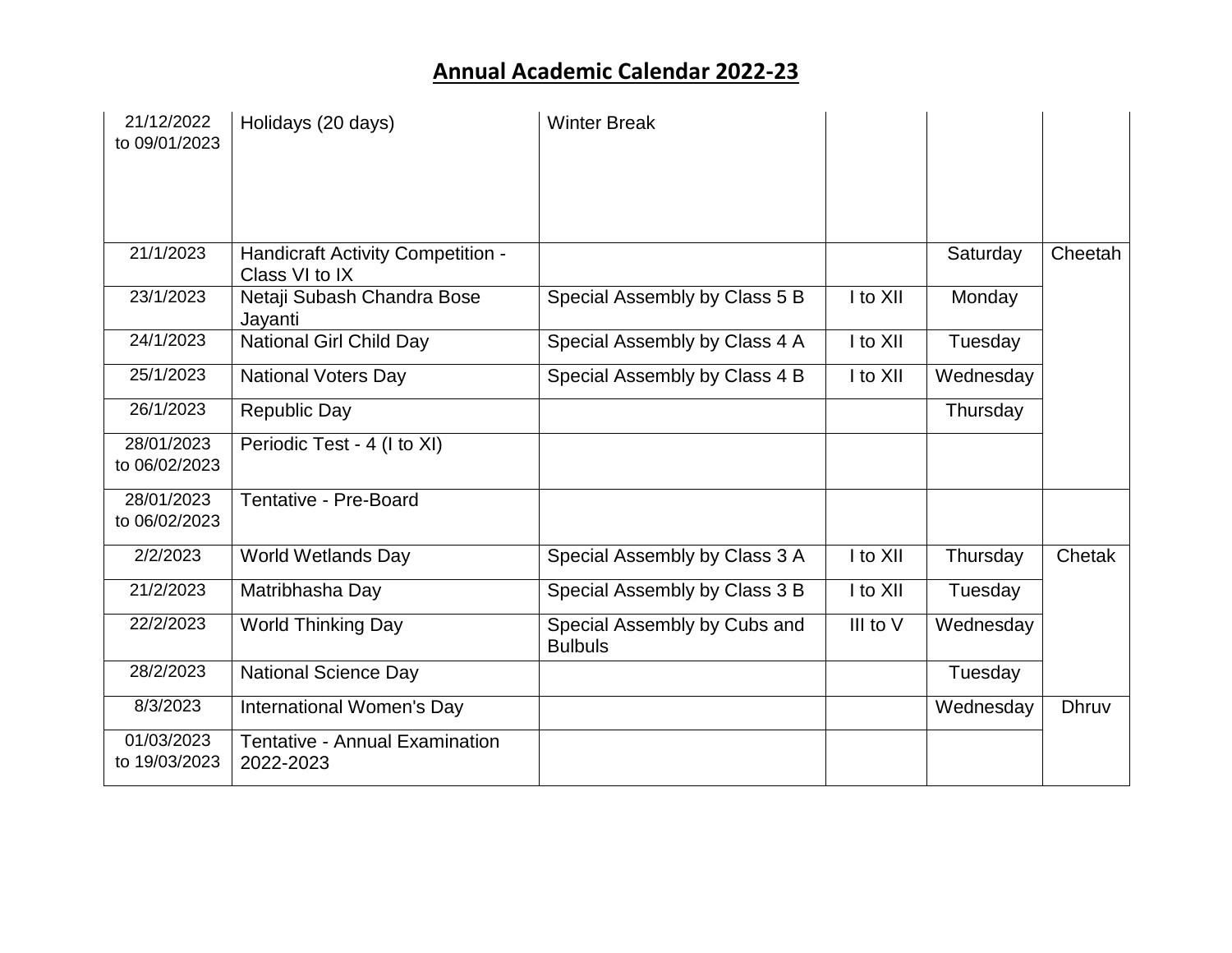# Annual Academic Calendar 2022-23

| | | | | | |
|---|---|---|---|---|---|
| 21/12/2022 to 09/01/2023 | Holidays (20 days) | Winter Break | | | |
| 21/1/2023 | Handicraft Activity Competition - Class VI to IX | | | Saturday | Cheetah |
| 23/1/2023 | Netaji Subash Chandra Bose Jayanti | Special Assembly by Class 5 B | I to XII | Monday | |
| 24/1/2023 | National Girl Child Day | Special Assembly by Class 4 A | I to XII | Tuesday | |
| 25/1/2023 | National Voters Day | Special Assembly by Class 4 B | I to XII | Wednesday | |
| 26/1/2023 | Republic Day | | | Thursday | |
| 28/01/2023 to 06/02/2023 | Periodic Test - 4 (I to XI) | | | | |
| 28/01/2023 to 06/02/2023 | Tentative - Pre-Board | | | | |
| 2/2/2023 | World Wetlands Day | Special Assembly by Class 3 A | I to XII | Thursday | Chetak |
| 21/2/2023 | Matribhasha Day | Special Assembly by Class 3 B | I to XII | Tuesday | |
| 22/2/2023 | World Thinking Day | Special Assembly by Cubs and Bulbuls | III to V | Wednesday | |
| 28/2/2023 | National Science Day | | | Tuesday | |
| 8/3/2023 | International Women's Day | | | Wednesday | Dhruv |
| 01/03/2023 to 19/03/2023 | Tentative - Annual Examination 2022-2023 | | | | |